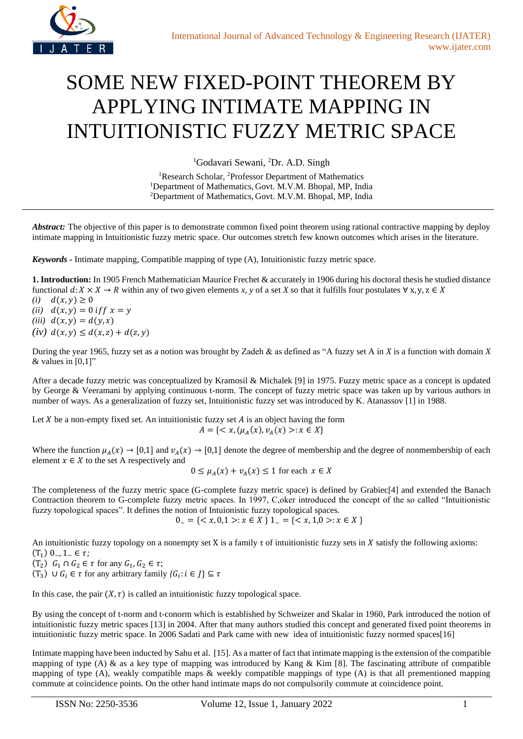# SOME NEW FIXED-POINT THEOREM BY APPLYING INTIMATE MAPPING IN INTUITIONISTIC FUZZY METRIC SPACE

[1]Godavari Sewani, [2]Dr. A.D. Singh

[1]Research Scholar, [2]Professor Department of Mathematics
[1]Department of Mathematics, Govt. M.V.M. Bhopal, MP, India
[2]Department of Mathematics, Govt. M.V.M. Bhopal, MP, India

***Abstract:*** The objective of this paper is to demonstrate common fixed point theorem using rational contractive mapping by deploy intimate mapping in Intuitionistic fuzzy metric space. Our outcomes stretch few known outcomes which arises in the literature.

***Keywords*** - Intimate mapping, Compatible mapping of type (A), Intuitionistic fuzzy metric space.

**1. Introduction:** In 1905 French Mathematician Maurice Frechet & accurately in 1906 during his doctoral thesis he studied distance functional $d: X \times X \to R$ within any of two given elements *x, y* of a set *X* so that it fulfills four postulates $\forall$ x, y, z $\in X$

*(i)* $d(x, y) \geq 0$
*(ii)* $d(x, y) = 0 \text{ } iff \text{ } x = y$
*(iii)* $d(x, y) = d(y, x)$
*(iv)* $d(x, y) \leq d(x, z) + d(z, y)$

During the year 1965, fuzzy set as a notion was brought by Zadeh & as defined as "A fuzzy set A in *X* is a function with domain *X* & values in [0,1]"

After a decade fuzzy metric was conceptualized by Kramosil & Michalek [9] in 1975. Fuzzy metric space as a concept is updated by George & Veeramani by applying continuous t-norm. The concept of fuzzy metric space was taken up by various authors in number of ways. As a generalization of fuzzy set, Intuitionistic fuzzy set was introduced by K. Atanassov [1] in 1988.

Let $X$ be a non-empty fixed set. An intuitionistic fuzzy set $A$ is an object having the form

$$A = \{< x, (\mu_A(x), \nu_A(x) >: x \in X\}$$

Where the function $\mu_A(x) \to [0,1]$ and $\nu_A(x) \to [0,1]$ denote the degree of membership and the degree of nonmembership of each element $x \in X$ to the set A respectively and

$$0 \leq \mu_A(x) + \nu_A(x) \leq 1 \text{ for each } x \in X$$

The completeness of the fuzzy metric space (G-complete fuzzy metric space) is defined by Grabiec[4] and extended the Banach Contraction theorem to G-complete fuzzy metric spaces. In 1997, C,oker introduced the concept of the so called "Intuitionistic fuzzy topological spaces". It defines the notion of Intuionistic fuzzy topological spaces.

$$0_{\sim} = \{< x, 0,1 >: x \in X\} \; 1_{\sim} = \{< x, 1,0 >: x \in X\}$$

An intuitionistic fuzzy topology on a nonempty set X is a family $\tau$ of intuitionistic fuzzy sets in $X$ satisfy the following axioms:

($T_1$) $0_{\sim}, 1_{\sim} \in \tau$;
($T_2$) $G_1 \cap G_2 \in \tau$ for any $G_1, G_2 \in \tau$;
($T_3$) $\cup G_i \in \tau$ for any arbitrary family $\{G_i : i \in J\} \subseteq \tau$

In this case, the pair $(X, \tau)$ is called an intuitionistic fuzzy topological space.

By using the concept of t-norm and t-conorm which is established by Schweizer and Skalar in 1960, Park introduced the notion of intuitionistic fuzzy metric spaces [13] in 2004. After that many authors studied this concept and generated fixed point theorems in intuitionistic fuzzy metric space. In 2006 Sadati and Park came with new idea of intuitionistic fuzzy normed spaces[16]

Intimate mapping have been inducted by Sahu et al. [15]. As a matter of fact that intimate mapping is the extension of the compatible mapping of type (A) & as a key type of mapping was introduced by Kang & Kim [8]. The fascinating attribute of compatible mapping of type (A), weakly compatible maps & weekly compatible mappings of type (A) is that all prementioned mapping commute at coincidence points. On the other hand intimate maps do not compulsorily commute at coincidence point.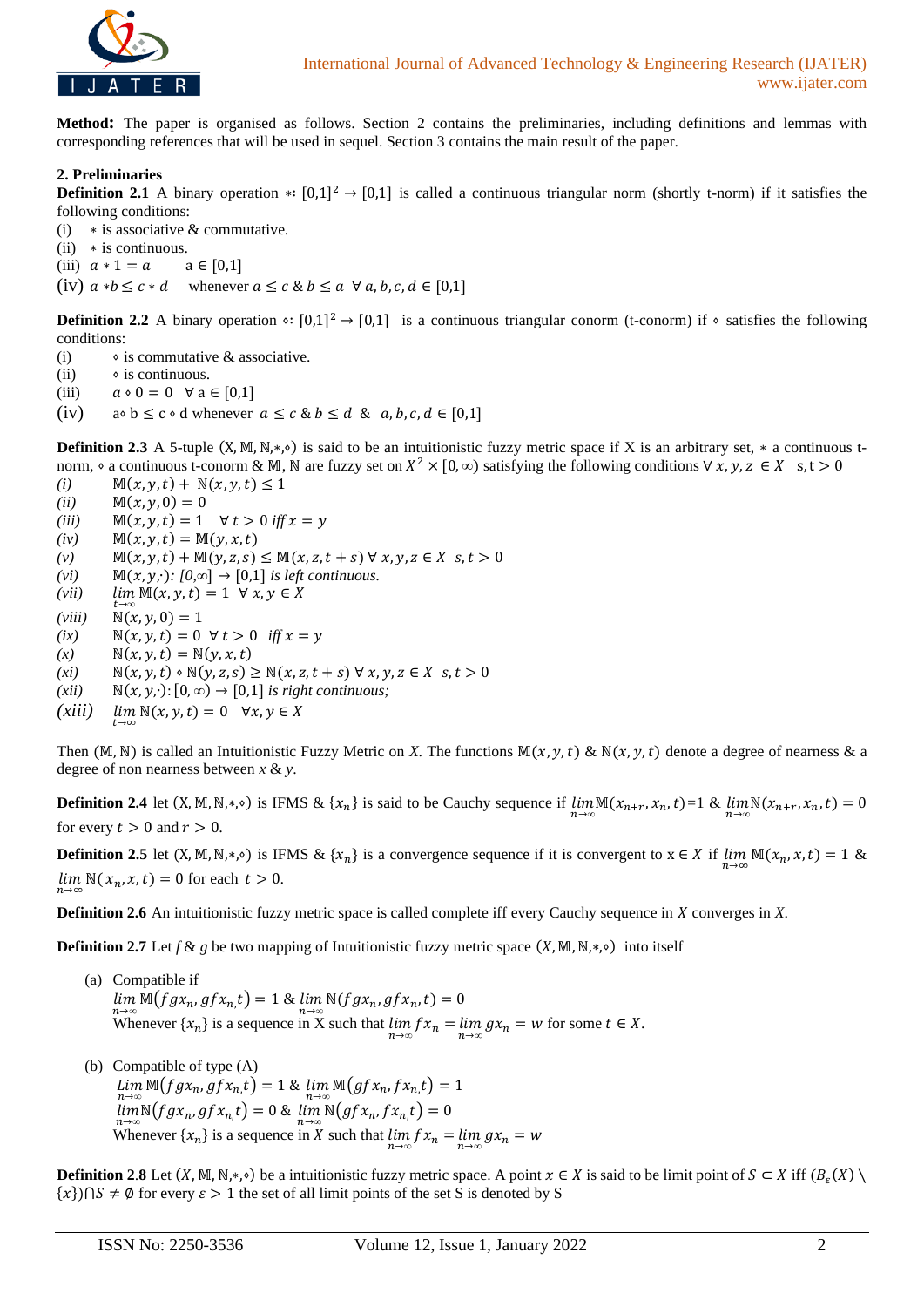**Method:** The paper is organised as follows. Section 2 contains the preliminaries, including definitions and lemmas with corresponding references that will be used in sequel. Section 3 contains the main result of the paper.

**2. Preliminaries**

**Definition 2.1** A binary operation $*: [0,1]^2 \to [0,1]$ is called a continuous triangular norm (shortly t-norm) if it satisfies the following conditions:

(i) $*$ is associative & commutative.

(ii) $*$ is continuous.

(iii) $a * 1 = a \quad a \in [0,1]$

(iv) $a * b \leq c * d \quad$ whenever $a \leq c$ & $b \leq a \ \forall a, b, c, d \in [0,1]$

**Definition 2.2** A binary operation $\diamond: [0,1]^2 \to [0,1]$ is a continuous triangular conorm (t-conorm) if $\diamond$ satisfies the following conditions:

(i) $\diamond$ is commutative & associative.

(ii) $\diamond$ is continuous.

(iii) $a \diamond 0 = 0 \ \ \forall a \in [0,1]$

(iv) $a \diamond b \leq c \diamond d$ whenever $a \leq c$ & $b \leq d$ & $a, b, c, d \in [0,1]$

**Definition 2.3** A 5-tuple $(X, \mathbb{M}, \mathbb{N}, *, \diamond)$ is said to be an intuitionistic fuzzy metric space if X is an arbitrary set, $*$ a continuous t-norm, $\diamond$ a continuous t-conorm & $\mathbb{M}$, $\mathbb{N}$ are fuzzy set on $X^2 \times [0, \infty)$ satisfying the following conditions $\forall\, x, y, z \in X \quad s, t > 0$

*(i)* $\mathbb{M}(x, y, t) + \mathbb{N}(x, y, t) \leq 1$

*(ii)* $\mathbb{M}(x, y, 0) = 0$

*(iii)* $\mathbb{M}(x, y, t) = 1 \quad \forall\, t > 0$ *iff* $x = y$

*(iv)* $\mathbb{M}(x, y, t) = \mathbb{M}(y, x, t)$

*(v)* $\mathbb{M}(x, y, t) + \mathbb{M}(y, z, s) \leq \mathbb{M}(x, z, t + s)\ \forall\, x, y, z \in X \ \ s, t > 0$

*(vi)* $\mathbb{M}(x, y, \cdot): [0,\infty] \to [0,1]$ *is left continuous.*

*(vii)* $\lim_{t\to\infty} \mathbb{M}(x, y, t) = 1 \ \ \forall\, x, y \in X$

*(viii)* $\mathbb{N}(x, y, 0) = 1$

*(ix)* $\mathbb{N}(x, y, t) = 0 \ \ \forall\, t > 0 \ \ iff\ x = y$

*(x)* $\mathbb{N}(x, y, t) = \mathbb{N}(y, x, t)$

*(xi)* $\mathbb{N}(x, y, t) \diamond \mathbb{N}(y, z, s) \geq \mathbb{N}(x, z, t + s)\ \forall\, x, y, z \in X \ \ s, t > 0$

*(xii)* $\mathbb{N}(x, y, \cdot): [0, \infty) \to [0,1]$ *is right continuous;*

*(xiii)* $\lim_{t\to\infty} \mathbb{N}(x, y, t) = 0 \quad \forall x, y \in X$

Then $(\mathbb{M}, \mathbb{N})$ is called an Intuitionistic Fuzzy Metric on *X*. The functions $\mathbb{M}(x, y, t)$ & $\mathbb{N}(x, y, t)$ denote a degree of nearness & a degree of non nearness between *x* & *y*.

**Definition 2.4** let $(X, \mathbb{M}, \mathbb{N}, *, \diamond)$ is IFMS & $\{x_n\}$ is said to be Cauchy sequence if $\lim_{n\to\infty} \mathbb{M}(x_{n+r}, x_n, t) = 1$ & $\lim_{n\to\infty} \mathbb{N}(x_{n+r}, x_n, t) = 0$ for every $t > 0$ and $r > 0$.

**Definition 2.5** let $(X, \mathbb{M}, \mathbb{N}, *, \diamond)$ is IFMS & $\{x_n\}$ is a convergence sequence if it is convergent to $x \in X$ if $\lim_{n\to\infty} \mathbb{M}(x_n, x, t) = 1$ & $\lim_{n\to\infty} \mathbb{N}(x_n, x, t) = 0$ for each $t > 0$.

**Definition 2.6** An intuitionistic fuzzy metric space is called complete iff every Cauchy sequence in *X* converges in *X*.

**Definition 2.7** Let *f* & *g* be two mapping of Intuitionistic fuzzy metric space $(X, \mathbb{M}, \mathbb{N}, *, \diamond)$ into itself

(a) Compatible if
$\lim_{n\to\infty} \mathbb{M}(fgx_n, gfx_n, t) = 1$ & $\lim_{n\to\infty} \mathbb{N}(fgx_n, gfx_n, t) = 0$
Whenever $\{x_n\}$ is a sequence in X such that $\lim_{n\to\infty} fx_n = \lim_{n\to\infty} gx_n = w$ for some $t \in X$.

(b) Compatible of type (A)
$\lim_{n\to\infty} \mathbb{M}(fgx_n, gfx_n, t) = 1$ & $\lim_{n\to\infty} \mathbb{M}(gfx_n, fx_n, t) = 1$
$\lim_{n\to\infty} \mathbb{N}(fgx_n, gfx_n, t) = 0$ & $\lim_{n\to\infty} \mathbb{N}(gfx_n, fx_n, t) = 0$
Whenever $\{x_n\}$ is a sequence in *X* such that $\lim_{n\to\infty} fx_n = \lim_{n\to\infty} gx_n = w$

**Definition 2.8** Let $(X, \mathbb{M}, \mathbb{N}, *, \diamond)$ be a intuitionistic fuzzy metric space. A point $x \in X$ is said to be limit point of $S \subset X$ iff $(B_\varepsilon(X) \setminus \{x\}) \cap S \neq \emptyset$ for every $\varepsilon > 1$ the set of all limit points of the set S is denoted by S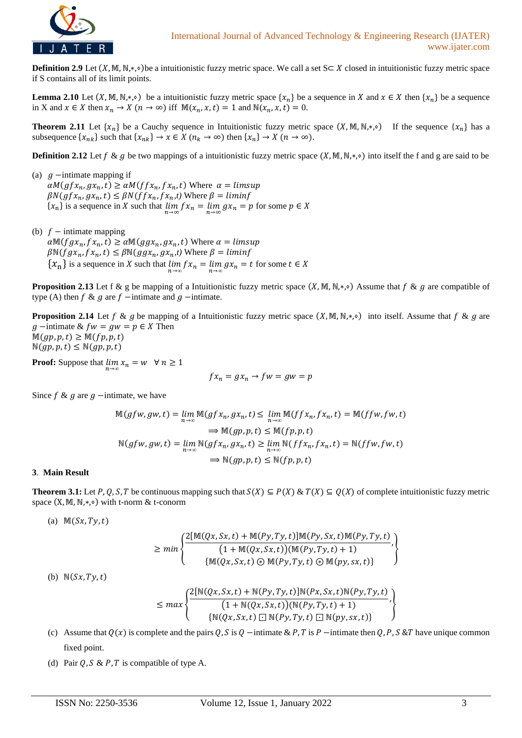**Definition 2.9** Let $(X, \mathbb{M}, \mathbb{N}, *, \diamond)$be a intuitionistic fuzzy metric space. We call a set S$\subset X$ closed in intuitionistic fuzzy metric space if S contains all of its limit points.

**Lemma 2.10** Let $(X, \mathbb{M}, \mathbb{N}, *, \diamond)$ be a intuitionistic fuzzy metric space $\{x_n\}$ be a sequence in $X$ and $x \in X$ then $\{x_n\}$ be a sequence in X and $x \in X$ then $x_n \to X$ $(n \to \infty)$ iff $\mathbb{M}(x_n, x, t) = 1$ and $\mathbb{N}(x_n, x, t) = 0$.

**Theorem 2.11** Let $\{x_n\}$ be a Cauchy sequence in Intuitionistic fuzzy metric space $(X, \mathbb{M}, \mathbb{N}, *, \diamond)$ If the sequence $\{x_n\}$ has a subsequence $\{x_{nk}\}$ such that $\{x_{nk}\} \to x \in X$ $(n_k \to \infty)$ then $\{x_n\} \to X$ $(n \to \infty)$.

**Definition 2.12** Let $f$ & $g$ be two mappings of a intuitionistic fuzzy metric space $(X, \mathbb{M}, \mathbb{N}, *, \diamond)$ into itself the f and g are said to be

(a) $g$ −intimate mapping if
$\alpha M(gfx_n, gx_n, t) \geq \alpha M(ffx_n, fx_n, t)$ Where $\alpha = limsup$
$\beta N(gfx_n, gx_n, t) \leq \beta N(ffx_n, fx_n, t)$ Where $\beta = liminf$
$\{x_n\}$ is a sequence in $X$ such that $\lim\limits_{n\to\infty} fx_n = \lim\limits_{n\to\infty} gx_n = p$ for some $p \in X$

(b) $f$ − intimate mapping
$\alpha \mathbb{M}(fgx_n, fx_n, t) \geq \alpha \mathbb{M}(ggx_n, gx_n, t)$ Where $\alpha = limsup$
$\beta \mathbb{N}(fgx_n, fx_n, t) \leq \beta \mathbb{N}(ggx_n, gx_n, t)$ Where $\beta = liminf$
$\{x_n\}$ is a sequence in $X$ such that $\lim\limits_{n\to\infty} fx_n = \lim\limits_{n\to\infty} gx_n = t$ for some $t \in X$

**Proposition 2.13** Let f & g be mapping of a Intuitionistic fuzzy metric space $(X, \mathbb{M}, \mathbb{N}, *, \diamond)$ Assume that $f$ & $g$ are compatible of type (A) then $f$ & $g$ are $f$ −intimate and $g$ −intimate.

**Proposition 2.14** Let $f$ & $g$ be mapping of a Intuitionistic fuzzy metric space $(X, \mathbb{M}, \mathbb{N}, *, \diamond)$ into itself. Assume that $f$ & $g$ are $g$ −intimate & $fw = gw = p \in X$ Then
$\mathbb{M}(gp, p, t) \geq \mathbb{M}(fp, p, t)$
$\mathbb{N}(gp, p, t) \leq \mathbb{N}(gp, p, t)$

**Proof:** Suppose that $\lim\limits_{n\to\infty} x_n = w \quad \forall\, n \geq 1$

$$fx_n = gx_n \to fw = gw = p$$

Since $f$ & $g$ are $g$ −intimate, we have

$$\mathbb{M}(gfw, gw, t) = \lim_{n\to\infty} \mathbb{M}(gfx_n, gx_n, t) \leq \lim_{n\to\infty} \mathbb{M}(ffx_n, fx_n, t) = \mathbb{M}(ffw, fw, t)$$
$$\Longrightarrow \mathbb{M}(gp, p, t) \leq \mathbb{M}(fp, p, t)$$
$$\mathbb{N}(gfw, gw, t) = \lim_{n\to\infty} \mathbb{N}(gfx_n, gx_n, t) \geq \lim_{n\to\infty} \mathbb{N}(ffx_n, fx_n, t) = \mathbb{N}(ffw, fw, t)$$
$$\Longrightarrow \mathbb{N}(gp, p, t) \leq \mathbb{N}(fp, p, t)$$

## 3. Main Result

**Theorem 3.1:** Let $P, Q, S, T$ be continuous mapping such that $S(X) \subseteq P(X)$ & $T(X) \subseteq Q(X)$ of complete intuitionistic fuzzy metric space $(X, \mathbb{M}, \mathbb{N}, *, \diamond)$ with t-norm & t-conorm

(a) $\mathbb{M}(Sx, Ty, t)$

$$\geq min \left\{ \frac{2[\mathbb{M}(Qx, Sx, t) + \mathbb{M}(Py, Ty, t)]\mathbb{M}(Py, Sx, t)\mathbb{M}(Py, Ty, t)}{(1 + \mathbb{M}(Qx, Sx, t))(\mathbb{M}(Py, Ty, t) + 1)}, \atop \{\mathbb{M}(Qx, Sx, t) \circledast \mathbb{M}(Py, Ty, t) \circledast \mathbb{M}(py, sx, t)\} \right\}$$

(b) $\mathbb{N}(Sx, Ty, t)$

$$\leq max \left\{ \frac{2[\mathbb{N}(Qx, Sx, t) + \mathbb{N}(Py, Ty, t)]\mathbb{N}(Px, Sx, t)\mathbb{N}(Py, Ty, t)}{(1 + \mathbb{N}(Qx, Sx, t))(\mathbb{N}(Py, Ty, t) + 1)}, \atop \{\mathbb{N}(Qx, Sx, t) \boxdot \mathbb{N}(Py, Ty, t) \boxdot \mathbb{N}(py, sx, t)\} \right\}$$

(c) Assume that $Q(x)$ is complete and the pairs $Q, S$ is $Q$ −intimate & $P, T$ is $P$ −intimate then $Q, P, S$ &$T$ have unique common fixed point.

(d) Pair $Q, S$ & $P, T$ is compatible of type A.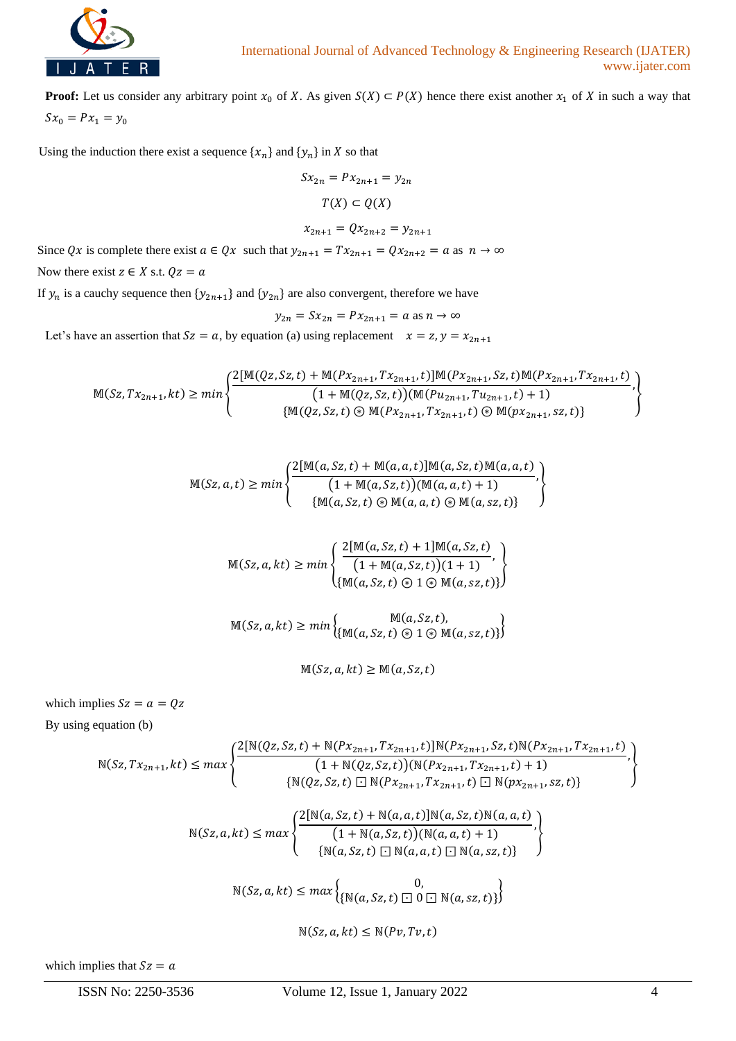**Proof:** Let us consider any arbitrary point $x_0$ of $X$. As given $S(X) \subset P(X)$ hence there exist another $x_1$ of $X$ in such a way that $Sx_0 = Px_1 = y_0$

Using the induction there exist a sequence $\{x_n\}$ and $\{y_n\}$ in $X$ so that

$$Sx_{2n} = Px_{2n+1} = y_{2n}$$

$$T(X) \subset Q(X)$$

$$x_{2n+1} = Qx_{2n+2} = y_{2n+1}$$

Since $Qx$ is complete there exist $a \in Qx$ such that $y_{2n+1} = Tx_{2n+1} = Qx_{2n+2} = a$ as $n \to \infty$

Now there exist $z \in X$ s.t. $Qz = a$

If $y_n$ is a cauchy sequence then $\{y_{2n+1}\}$ and $\{y_{2n}\}$ are also convergent, therefore we have

$$y_{2n} = Sx_{2n} = Px_{2n+1} = a \text{ as } n \to \infty$$

Let's have an assertion that $Sz = a$, by equation (a) using replacement $x = z, y = x_{2n+1}$

$$\mathbb{M}(Sz, Tx_{2n+1}, kt) \geq min \left\{ \begin{array}{c} \dfrac{2[\mathbb{M}(Qz, Sz, t) + \mathbb{M}(Px_{2n+1}, Tx_{2n+1}, t)]\mathbb{M}(Px_{2n+1}, Sz, t)\mathbb{M}(Px_{2n+1}, Tx_{2n+1}, t)}{(1 + \mathbb{M}(Qz, Sz, t))(\mathbb{M}(Pu_{2n+1}, Tu_{2n+1}, t) + 1)}, \\ \{\mathbb{M}(Qz, Sz, t) \circledast \mathbb{M}(Px_{2n+1}, Tx_{2n+1}, t) \circledast \mathbb{M}(px_{2n+1}, sz, t)\} \end{array} \right\}$$

$$\mathbb{M}(Sz, a, t) \geq min \left\{ \begin{array}{c} \dfrac{2[\mathbb{M}(a, Sz, t) + \mathbb{M}(a, a, t)]\mathbb{M}(a, Sz, t)\mathbb{M}(a, a, t)}{(1 + \mathbb{M}(a, Sz, t))(\mathbb{M}(a, a, t) + 1)}, \\ \{\mathbb{M}(a, Sz, t) \circledast \mathbb{M}(a, a, t) \circledast \mathbb{M}(a, sz, t)\} \end{array} \right\}$$

$$\mathbb{M}(Sz, a, kt) \geq min \left\{ \begin{array}{c} \dfrac{2[\mathbb{M}(a, Sz, t) + 1]\mathbb{M}(a, Sz, t)}{(1 + \mathbb{M}(a, Sz, t))(1 + 1)}, \\ \{\mathbb{M}(a, Sz, t) \circledast 1 \circledast \mathbb{M}(a, sz, t)\} \end{array} \right\}$$

$$\mathbb{M}(Sz, a, kt) \geq min \left\{ \begin{array}{c} \mathbb{M}(a, Sz, t), \\ \{\mathbb{M}(a, Sz, t) \circledast 1 \circledast \mathbb{M}(a, sz, t)\} \end{array} \right\}$$

$$\mathbb{M}(Sz, a, kt) \geq \mathbb{M}(a, Sz, t)$$

which implies $Sz = a = Qz$

By using equation (b)

$$\mathbb{N}(Sz, Tx_{2n+1}, kt) \leq max \left\{ \begin{array}{c} \dfrac{2[\mathbb{N}(Qz, Sz, t) + \mathbb{N}(Px_{2n+1}, Tx_{2n+1}, t)]\mathbb{N}(Px_{2n+1}, Sz, t)\mathbb{N}(Px_{2n+1}, Tx_{2n+1}, t)}{(1 + \mathbb{N}(Qz, Sz, t))(\mathbb{N}(Px_{2n+1}, Tx_{2n+1}, t) + 1)}, \\ \{\mathbb{N}(Qz, Sz, t) \boxdot \mathbb{N}(Px_{2n+1}, Tx_{2n+1}, t) \boxdot \mathbb{N}(px_{2n+1}, sz, t)\} \end{array} \right\}$$

$$\mathbb{N}(Sz, a, kt) \leq max \left\{ \begin{array}{c} \dfrac{2[\mathbb{N}(a, Sz, t) + \mathbb{N}(a, a, t)]\mathbb{N}(a, Sz, t)\mathbb{N}(a, a, t)}{(1 + \mathbb{N}(a, Sz, t))(\mathbb{N}(a, a, t) + 1)}, \\ \{\mathbb{N}(a, Sz, t) \boxdot \mathbb{N}(a, a, t) \boxdot \mathbb{N}(a, sz, t)\} \end{array} \right\}$$

$$\mathbb{N}(Sz, a, kt) \leq max \left\{ \begin{array}{c} 0, \\ \{\mathbb{N}(a, Sz, t) \boxdot 0 \boxdot \mathbb{N}(a, sz, t)\} \end{array} \right\}$$

$$\mathbb{N}(Sz, a, kt) \leq \mathbb{N}(Pv, Tv, t)$$

which implies that $Sz = a$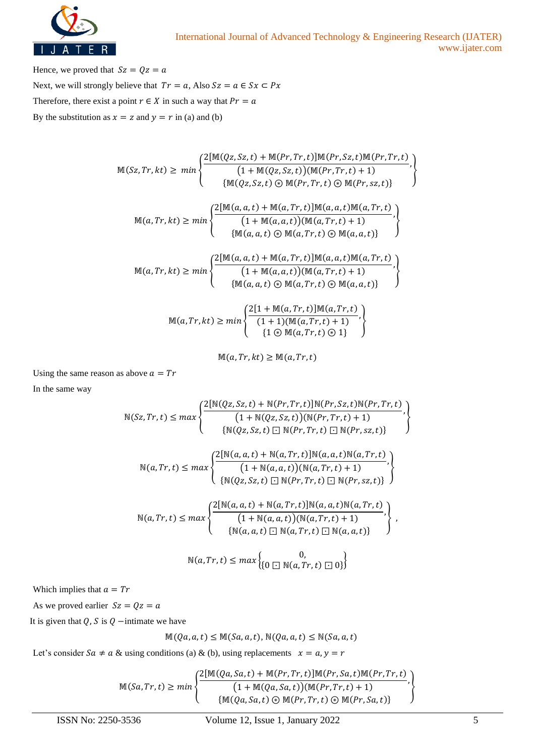Hence, we proved that $Sz = Qz = a$

Next, we will strongly believe that $Tr = a$, Also $Sz = a \in Sx \subset Px$

Therefore, there exist a point $r \in X$ in such a way that $Pr = a$

By the substitution as $x = z$ and $y = r$ in (a) and (b)

$$\mathbb{M}(Sz, Tr, kt) \geq \min \left\{ \frac{2[\mathbb{M}(Qz, Sz, t) + \mathbb{M}(Pr, Tr, t)]\mathbb{M}(Pr, Sz, t)\mathbb{M}(Pr, Tr, t)}{(1 + \mathbb{M}(Qz, Sz, t))(\mathbb{M}(Pr, Tr, t) + 1)}, \{\mathbb{M}(Qz, Sz, t) \circledast \mathbb{M}(Pr, Tr, t) \circledast \mathbb{M}(Pr, sz, t)\} \right\}$$

$$\mathbb{M}(a, Tr, kt) \geq \min \left\{ \frac{2[\mathbb{M}(a, a, t) + \mathbb{M}(a, Tr, t)]\mathbb{M}(a, a, t)\mathbb{M}(a, Tr, t)}{(1 + \mathbb{M}(a, a, t))(\mathbb{M}(a, Tr, t) + 1)}, \{\mathbb{M}(a, a, t) \circledast \mathbb{M}(a, Tr, t) \circledast \mathbb{M}(a, a, t)\} \right\}$$

$$\mathbb{M}(a, Tr, kt) \geq \min \left\{ \frac{2[\mathbb{M}(a, a, t) + \mathbb{M}(a, Tr, t)]\mathbb{M}(a, a, t)\mathbb{M}(a, Tr, t)}{(1 + \mathbb{M}(a, a, t))(\mathbb{M}(a, Tr, t) + 1)}, \{\mathbb{M}(a, a, t) \circledast \mathbb{M}(a, Tr, t) \circledast \mathbb{M}(a, a, t)\} \right\}$$

$$\mathbb{M}(a, Tr, kt) \geq \min \left\{ \frac{2[1 + \mathbb{M}(a, Tr, t)]\mathbb{M}(a, Tr, t)}{(1 + 1)(\mathbb{M}(a, Tr, t) + 1)}, \{1 \circledast \mathbb{M}(a, Tr, t) \circledast 1\} \right\}$$

$$\mathbb{M}(a, Tr, kt) \geq \mathbb{M}(a, Tr, t)$$

Using the same reason as above $a = Tr$

In the same way

$$\mathbb{N}(Sz, Tr, t) \leq \max \left\{ \frac{2[\mathbb{N}(Qz, Sz, t) + \mathbb{N}(Pr, Tr, t)]\mathbb{N}(Pr, Sz, t)\mathbb{N}(Pr, Tr, t)}{(1 + \mathbb{N}(Qz, Sz, t))(\mathbb{N}(Pr, Tr, t) + 1)}, \{\mathbb{N}(Qz, Sz, t) \boxdot \mathbb{N}(Pr, Tr, t) \boxdot \mathbb{N}(Pr, sz, t)\} \right\}$$

$$\mathbb{N}(a, Tr, t) \leq \max \left\{ \frac{2[\mathbb{N}(a, a, t) + \mathbb{N}(a, Tr, t)]\mathbb{N}(a, a, t)\mathbb{N}(a, Tr, t)}{(1 + \mathbb{N}(a, a, t))(\mathbb{N}(a, Tr, t) + 1)}, \{\mathbb{N}(Qz, Sz, t) \boxdot \mathbb{N}(Pr, Tr, t) \boxdot \mathbb{N}(Pr, sz, t)\} \right\}$$

$$\mathbb{N}(a, Tr, t) \leq \max \left\{ \frac{2[\mathbb{N}(a, a, t) + \mathbb{N}(a, Tr, t)]\mathbb{N}(a, a, t)\mathbb{N}(a, Tr, t)}{(1 + \mathbb{N}(a, a, t))(\mathbb{N}(a, Tr, t) + 1)}, \{\mathbb{N}(a, a, t) \boxdot \mathbb{N}(a, Tr, t) \boxdot \mathbb{N}(a, a, t)\} \right\},$$

$$\mathbb{N}(a, Tr, t) \leq \max \left\{ 0, \{0 \boxdot \mathbb{N}(a, Tr, t) \boxdot 0\} \right\}$$

Which implies that $a = Tr$

As we proved earlier $Sz = Qz = a$

It is given that $Q, S$ is $Q$ −intimate we have

$$\mathbb{M}(Qa, a, t) \leq \mathbb{M}(Sa, a, t), \ \mathbb{N}(Qa, a, t) \leq \mathbb{N}(Sa, a, t)$$

Let's consider $Sa \neq a$ & using conditions (a) & (b), using replacements $x = a, y = r$

$$\mathbb{M}(Sa, Tr, t) \geq \min \left\{ \frac{2[\mathbb{M}(Qa, Sa, t) + \mathbb{M}(Pr, Tr, t)]\mathbb{M}(Pr, Sa, t)\mathbb{M}(Pr, Tr, t)}{(1 + \mathbb{M}(Qa, Sa, t))(\mathbb{M}(Pr, Tr, t) + 1)}, \{\mathbb{M}(Qa, Sa, t) \circledast \mathbb{M}(Pr, Tr, t) \circledast \mathbb{M}(Pr, Sa, t)\} \right\}$$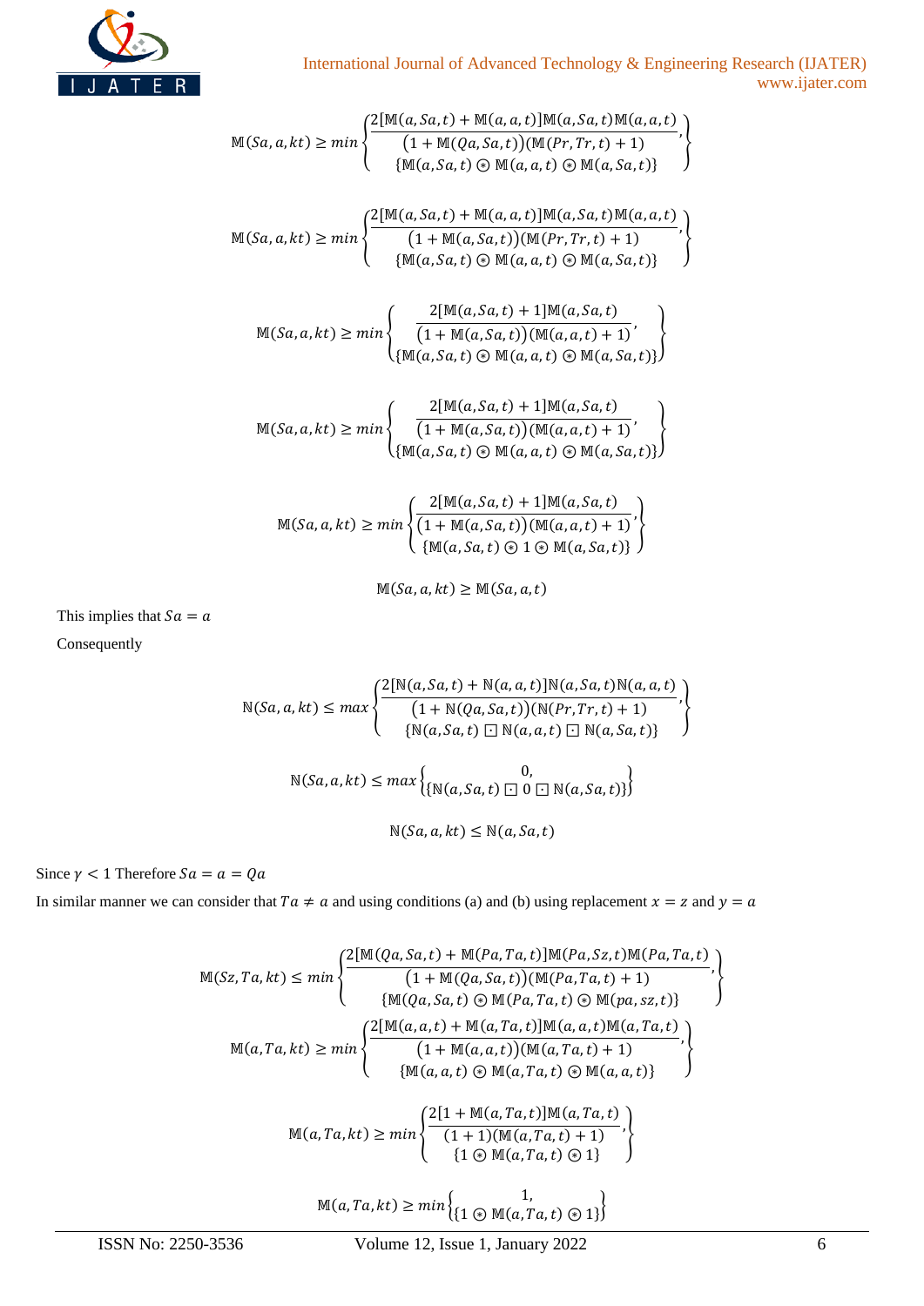$$\mathbb{M}(Sa,a,kt) \geq min\left\{\begin{matrix}\dfrac{2[\mathbb{M}(a,Sa,t)+\mathbb{M}(a,a,t)]\mathbb{M}(a,Sa,t)\mathbb{M}(a,a,t)}{\left(1+\mathbb{M}(Qa,Sa,t)\right)\left(\mathbb{M}(Pr,Tr,t)+1\right)},\\ \{\mathbb{M}(a,Sa,t)\circledast\mathbb{M}(a,a,t)\circledast\mathbb{M}(a,Sa,t)\}\end{matrix}\right\}$$

$$\mathbb{M}(Sa,a,kt) \geq min\left\{\begin{matrix}\dfrac{2[\mathbb{M}(a,Sa,t)+\mathbb{M}(a,a,t)]\mathbb{M}(a,Sa,t)\mathbb{M}(a,a,t)}{\left(1+\mathbb{M}(a,Sa,t)\right)\left(\mathbb{M}(Pr,Tr,t)+1\right)},\\ \{\mathbb{M}(a,Sa,t)\circledast\mathbb{M}(a,a,t)\circledast\mathbb{M}(a,Sa,t)\}\end{matrix}\right\}$$

$$\mathbb{M}(Sa,a,kt) \geq min\left\{\begin{matrix}\dfrac{2[\mathbb{M}(a,Sa,t)+1]\mathbb{M}(a,Sa,t)}{\left(1+\mathbb{M}(a,Sa,t)\right)\left(\mathbb{M}(a,a,t)+1\right)},\\ \{\mathbb{M}(a,Sa,t)\circledast\mathbb{M}(a,a,t)\circledast\mathbb{M}(a,Sa,t)\}\end{matrix}\right\}$$

$$\mathbb{M}(Sa,a,kt) \geq min\left\{\begin{matrix}\dfrac{2[\mathbb{M}(a,Sa,t)+1]\mathbb{M}(a,Sa,t)}{\left(1+\mathbb{M}(a,Sa,t)\right)\left(\mathbb{M}(a,a,t)+1\right)},\\ \{\mathbb{M}(a,Sa,t)\circledast\mathbb{M}(a,a,t)\circledast\mathbb{M}(a,Sa,t)\}\end{matrix}\right\}$$

$$\mathbb{M}(Sa,a,kt) \geq min\left\{\begin{matrix}\dfrac{2[\mathbb{M}(a,Sa,t)+1]\mathbb{M}(a,Sa,t)}{\left(1+\mathbb{M}(a,Sa,t)\right)\left(\mathbb{M}(a,a,t)+1\right)},\\ \{\mathbb{M}(a,Sa,t)\circledast 1\circledast\mathbb{M}(a,Sa,t)\}\end{matrix}\right\}$$

$$\mathbb{M}(Sa,a,kt) \geq \mathbb{M}(Sa,a,t)$$

This implies that $Sa = a$

Consequently

$$\mathbb{N}(Sa,a,kt) \leq max\left\{\begin{matrix}\dfrac{2[\mathbb{N}(a,Sa,t)+\mathbb{N}(a,a,t)]\mathbb{N}(a,Sa,t)\mathbb{N}(a,a,t)}{\left(1+\mathbb{N}(Qa,Sa,t)\right)\left(\mathbb{N}(Pr,Tr,t)+1\right)},\\ \{\mathbb{N}(a,Sa,t)\boxdot\mathbb{N}(a,a,t)\boxdot\mathbb{N}(a,Sa,t)\}\end{matrix}\right\}$$

$$\mathbb{N}(Sa,a,kt) \leq max\left\{\begin{matrix}0,\\ \{\mathbb{N}(a,Sa,t)\boxdot 0\boxdot\mathbb{N}(a,Sa,t)\}\end{matrix}\right\}$$

$$\mathbb{N}(Sa,a,kt) \leq \mathbb{N}(a,Sa,t)$$

Since $\gamma < 1$ Therefore $Sa = a = Qa$

In similar manner we can consider that $Ta \neq a$ and using conditions (a) and (b) using replacement $x = z$ and $y = a$

$$\mathbb{M}(Sz,Ta,kt) \leq min\left\{\begin{matrix}\dfrac{2[\mathbb{M}(Qa,Sa,t)+\mathbb{M}(Pa,Ta,t)]\mathbb{M}(Pa,Sz,t)\mathbb{M}(Pa,Ta,t)}{\left(1+\mathbb{M}(Qa,Sa,t)\right)\left(\mathbb{M}(Pa,Ta,t)+1\right)},\\ \{\mathbb{M}(Qa,Sa,t)\circledast\mathbb{M}(Pa,Ta,t)\circledast\mathbb{M}(pa,sz,t)\}\end{matrix}\right\}$$

$$\mathbb{M}(a,Ta,kt) \geq min\left\{\begin{matrix}\dfrac{2[\mathbb{M}(a,a,t)+\mathbb{M}(a,Ta,t)]\mathbb{M}(a,a,t)\mathbb{M}(a,Ta,t)}{\left(1+\mathbb{M}(a,a,t)\right)\left(\mathbb{M}(a,Ta,t)+1\right)},\\ \{\mathbb{M}(a,a,t)\circledast\mathbb{M}(a,Ta,t)\circledast\mathbb{M}(a,a,t)\}\end{matrix}\right\}$$

$$\mathbb{M}(a,Ta,kt) \geq min\left\{\begin{matrix}\dfrac{2[1+\mathbb{M}(a,Ta,t)]\mathbb{M}(a,Ta,t)}{(1+1)\left(\mathbb{M}(a,Ta,t)+1\right)},\\ \{1\circledast\mathbb{M}(a,Ta,t)\circledast 1\}\end{matrix}\right\}$$

$$\mathbb{M}(a,Ta,kt) \geq min\left\{\begin{matrix}1,\\ \{1\circledast\mathbb{M}(a,Ta,t)\circledast 1\}\end{matrix}\right\}$$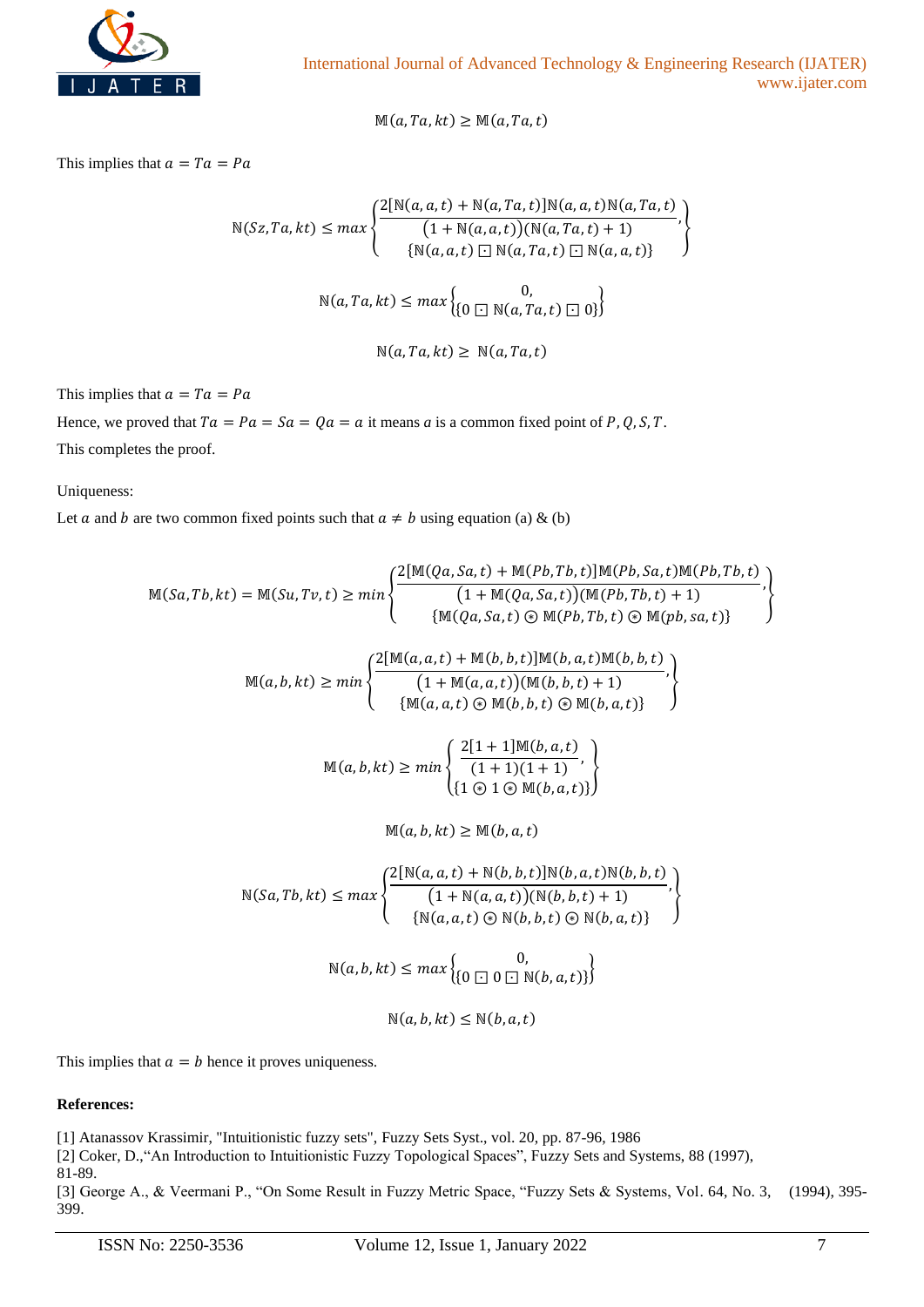$$\mathbb{M}(a, Ta, kt) \geq \mathbb{M}(a, Ta, t)$$

This implies that $a = Ta = Pa$

$$\mathbb{N}(Sz, Ta, kt) \leq max \left\{ \frac{2[\mathbb{N}(a,a,t) + \mathbb{N}(a,Ta,t)]\mathbb{N}(a,a,t)\mathbb{N}(a,Ta,t)}{(1+\mathbb{N}(a,a,t))(\mathbb{N}(a,Ta,t)+1)}, \atop \{\mathbb{N}(a,a,t) \boxdot \mathbb{N}(a,Ta,t) \boxdot \mathbb{N}(a,a,t)\} \right\}$$

$$\mathbb{N}(a, Ta, kt) \leq max \left\{ 0, \atop \{0 \boxdot \mathbb{N}(a,Ta,t) \boxdot 0\} \right\}$$

$$\mathbb{N}(a, Ta, kt) \geq \mathbb{N}(a, Ta, t)$$

This implies that $a = Ta = Pa$

Hence, we proved that $Ta = Pa = Sa = Qa = a$ it means $a$ is a common fixed point of $P, Q, S, T$.

This completes the proof.

Uniqueness:

Let $a$ and $b$ are two common fixed points such that $a \neq b$ using equation (a) & (b)

$$\mathbb{M}(Sa, Tb, kt) = \mathbb{M}(Su, Tv, t) \geq min \left\{ \frac{2[\mathbb{M}(Qa,Sa,t) + \mathbb{M}(Pb,Tb,t)]\mathbb{M}(Pb,Sa,t)\mathbb{M}(Pb,Tb,t)}{(1+\mathbb{M}(Qa,Sa,t))(\mathbb{M}(Pb,Tb,t)+1)}, \atop \{\mathbb{M}(Qa,Sa,t) \circledast \mathbb{M}(Pb,Tb,t) \circledast \mathbb{M}(pb,sa,t)\} \right\}$$

$$\mathbb{M}(a, b, kt) \geq min \left\{ \frac{2[\mathbb{M}(a,a,t) + \mathbb{M}(b,b,t)]\mathbb{M}(b,a,t)\mathbb{M}(b,b,t)}{(1+\mathbb{M}(a,a,t))(\mathbb{M}(b,b,t)+1)}, \atop \{\mathbb{M}(a,a,t) \circledast \mathbb{M}(b,b,t) \circledast \mathbb{M}(b,a,t)\} \right\}$$

$$\mathbb{M}(a, b, kt) \geq min \left\{ \frac{2[1+1]\mathbb{M}(b,a,t)}{(1+1)(1+1)}, \atop \{1 \circledast 1 \circledast \mathbb{M}(b,a,t)\} \right\}$$

$$\mathbb{M}(a, b, kt) \geq \mathbb{M}(b, a, t)$$

$$\mathbb{N}(Sa, Tb, kt) \leq max \left\{ \frac{2[\mathbb{N}(a,a,t) + \mathbb{N}(b,b,t)]\mathbb{N}(b,a,t)\mathbb{N}(b,b,t)}{(1+\mathbb{N}(a,a,t))(\mathbb{N}(b,b,t)+1)}, \atop \{\mathbb{N}(a,a,t) \circledast \mathbb{N}(b,b,t) \circledast \mathbb{N}(b,a,t)\} \right\}$$

$$\mathbb{N}(a, b, kt) \leq max \left\{ 0, \atop \{0 \boxdot 0 \boxdot \mathbb{N}(b,a,t)\} \right\}$$

$$\mathbb{N}(a, b, kt) \leq \mathbb{N}(b, a, t)$$

This implies that $a = b$ hence it proves uniqueness.

**References:**

[1] Atanassov Krassimir, "Intuitionistic fuzzy sets", Fuzzy Sets Syst., vol. 20, pp. 87-96, 1986

[2] Coker, D.,"An Introduction to Intuitionistic Fuzzy Topological Spaces", Fuzzy Sets and Systems, 88 (1997), 81-89.

[3] George A., & Veermani P., "On Some Result in Fuzzy Metric Space, "Fuzzy Sets & Systems, Vol. 64, No. 3, (1994), 395-399.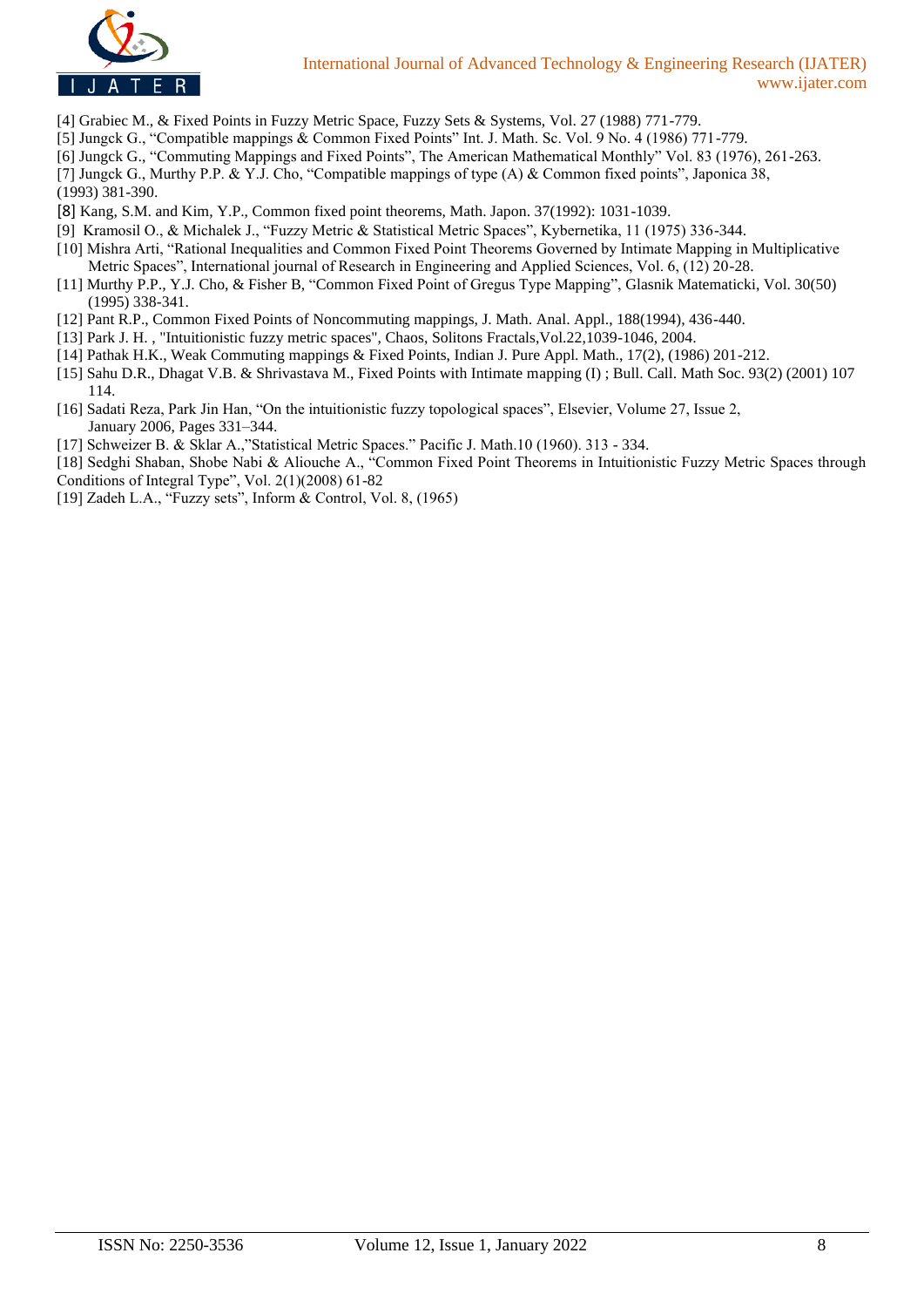[4] Grabiec M., & Fixed Points in Fuzzy Metric Space, Fuzzy Sets & Systems, Vol. 27 (1988) 771-779.

[5] Jungck G., "Compatible mappings & Common Fixed Points" Int. J. Math. Sc. Vol. 9 No. 4 (1986) 771-779.

[6] Jungck G., "Commuting Mappings and Fixed Points", The American Mathematical Monthly" Vol. 83 (1976), 261-263.

[7] Jungck G., Murthy P.P. & Y.J. Cho, "Compatible mappings of type (A) & Common fixed points", Japonica 38, (1993) 381-390.

[8] Kang, S.M. and Kim, Y.P., Common fixed point theorems, Math. Japon. 37(1992): 1031-1039.

[9] Kramosil O., & Michalek J., "Fuzzy Metric & Statistical Metric Spaces", Kybernetika, 11 (1975) 336-344.

[10] Mishra Arti, "Rational Inequalities and Common Fixed Point Theorems Governed by Intimate Mapping in Multiplicative Metric Spaces", International journal of Research in Engineering and Applied Sciences, Vol. 6, (12) 20-28.

[11] Murthy P.P., Y.J. Cho, & Fisher B, "Common Fixed Point of Gregus Type Mapping", Glasnik Matematicki, Vol. 30(50) (1995) 338-341.

[12] Pant R.P., Common Fixed Points of Noncommuting mappings, J. Math. Anal. Appl., 188(1994), 436-440.

[13] Park J. H. , "Intuitionistic fuzzy metric spaces", Chaos, Solitons Fractals,Vol.22,1039-1046, 2004.

[14] Pathak H.K., Weak Commuting mappings & Fixed Points, Indian J. Pure Appl. Math., 17(2), (1986) 201-212.

[15] Sahu D.R., Dhagat V.B. & Shrivastava M., Fixed Points with Intimate mapping (I) ; Bull. Call. Math Soc. 93(2) (2001) 107 114.

[16] Sadati Reza, Park Jin Han, "On the intuitionistic fuzzy topological spaces", Elsevier, Volume 27, Issue 2, January 2006, Pages 331–344.

[17] Schweizer B. & Sklar A.,"Statistical Metric Spaces." Pacific J. Math.10 (1960). 313 - 334.

[18] Sedghi Shaban, Shobe Nabi & Aliouche A., "Common Fixed Point Theorems in Intuitionistic Fuzzy Metric Spaces through Conditions of Integral Type", Vol. 2(1)(2008) 61-82

[19] Zadeh L.A., "Fuzzy sets", Inform & Control, Vol. 8, (1965)